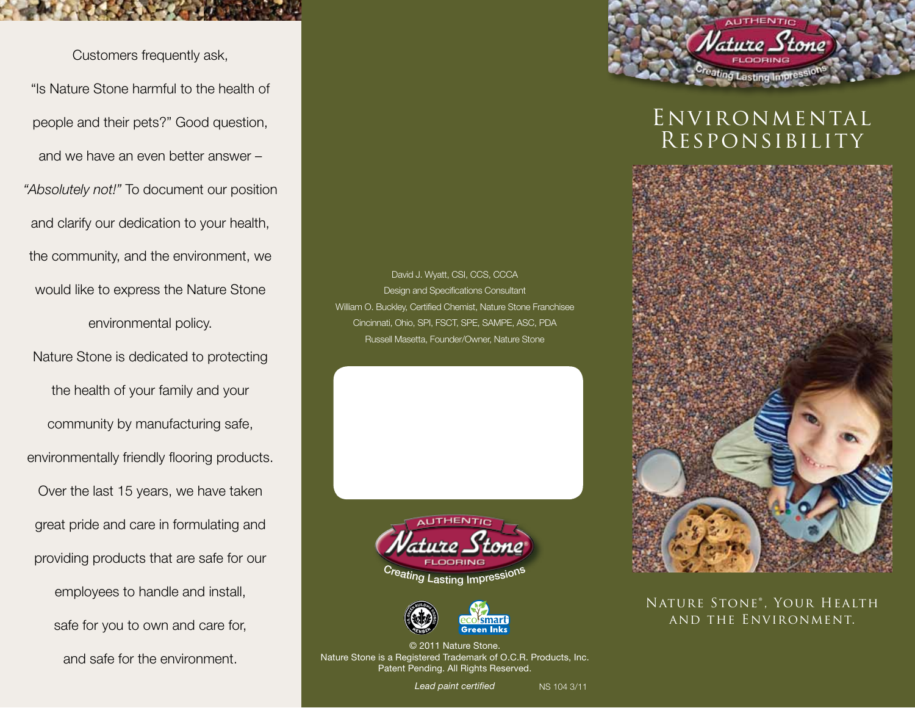Customers frequently ask, "Is Nature Stone harmful to the health of people and their pets?" Good question, and we have an even better answer – *"Absolutely not!"* To document our position and clarify our dedication to your health, the community, and the environment, we would like to express the Nature Stone environmental policy.

Nature Stone is dedicated to protecting the health of your family and your community by manufacturing safe, environmentally friendly flooring products. Over the last 15 years, we have taken great pride and care in formulating and providing products that are safe for our employees to handle and install, safe for you to own and care for, and safe for the environment.

David J. Wyatt, CSI, CCS, CCCA
Design and Specifications Consultant
William O. Buckley, Certified Chemist, Nature Stone Franchisee
Cincinnati, Ohio, SPI, FSCT, SPE, SAMPE, ASC, PDA
Russell Masetta, Founder/Owner, Nature Stone

Authentic Nature Stone Flooring
Creating Lasting Impressions

© 2011 Nature Stone.
Nature Stone is a Registered Trademark of O.C.R. Products, Inc.
Patent Pending. All Rights Reserved.

*Lead paint certified*

NS 104 3/11

Authentic Nature Stone Flooring
Creating Lasting Impressions

# Environmental Responsibility

## Nature Stone®, Your Health and the Environment.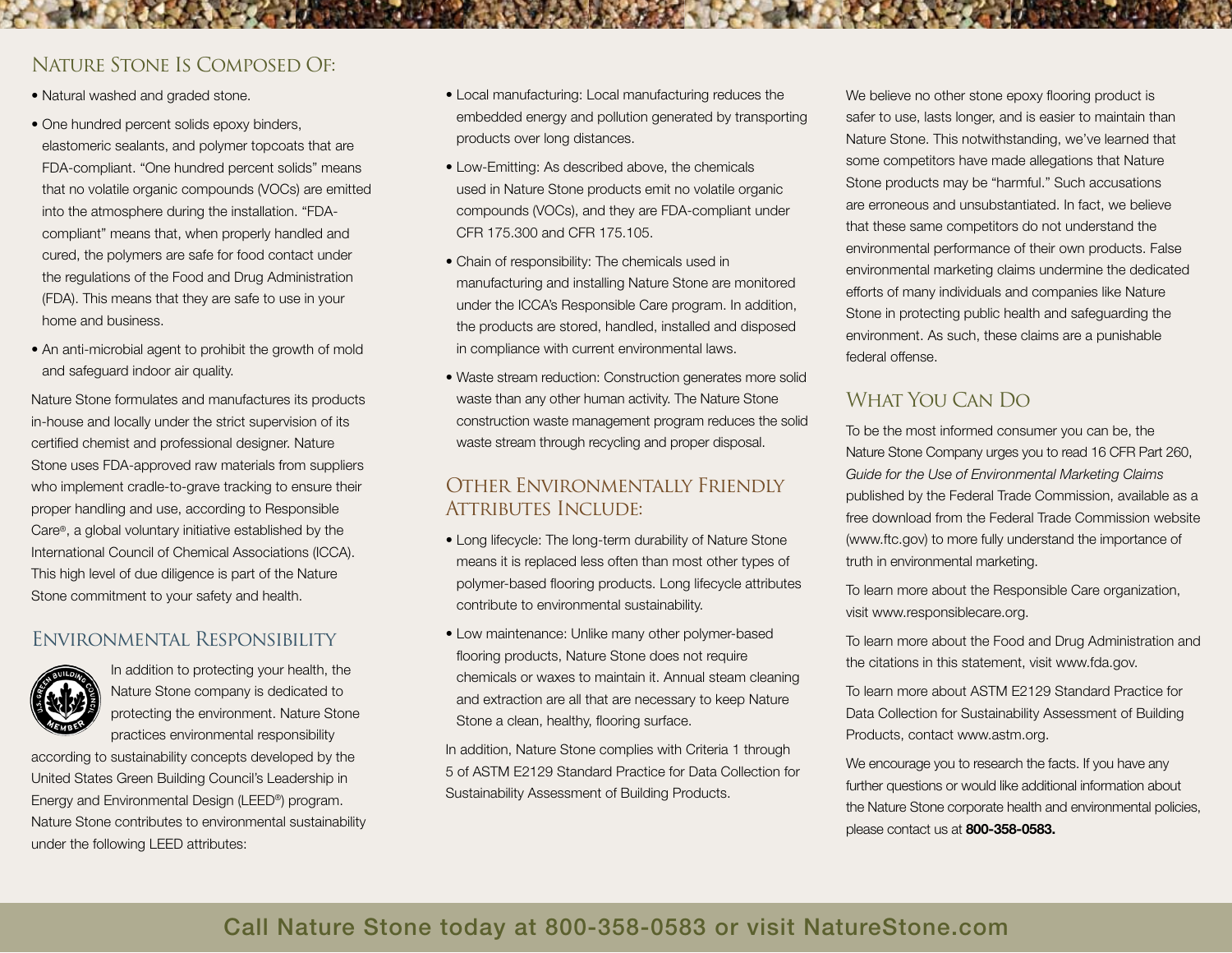## Nature Stone Is Composed Of:

- Natural washed and graded stone.
- One hundred percent solids epoxy binders, elastomeric sealants, and polymer topcoats that are FDA-compliant. "One hundred percent solids" means that no volatile organic compounds (VOCs) are emitted into the atmosphere during the installation. "FDA-compliant" means that, when properly handled and cured, the polymers are safe for food contact under the regulations of the Food and Drug Administration (FDA). This means that they are safe to use in your home and business.
- An anti-microbial agent to prohibit the growth of mold and safeguard indoor air quality.

Nature Stone formulates and manufactures its products in-house and locally under the strict supervision of its certified chemist and professional designer. Nature Stone uses FDA-approved raw materials from suppliers who implement cradle-to-grave tracking to ensure their proper handling and use, according to Responsible Care®, a global voluntary initiative established by the International Council of Chemical Associations (ICCA). This high level of due diligence is part of the Nature Stone commitment to your safety and health.

## Environmental Responsibility

In addition to protecting your health, the Nature Stone company is dedicated to protecting the environment. Nature Stone practices environmental responsibility according to sustainability concepts developed by the United States Green Building Council's Leadership in Energy and Environmental Design (LEED®) program. Nature Stone contributes to environmental sustainability under the following LEED attributes:

- Local manufacturing: Local manufacturing reduces the embedded energy and pollution generated by transporting products over long distances.
- Low-Emitting: As described above, the chemicals used in Nature Stone products emit no volatile organic compounds (VOCs), and they are FDA-compliant under CFR 175.300 and CFR 175.105.
- Chain of responsibility: The chemicals used in manufacturing and installing Nature Stone are monitored under the ICCA's Responsible Care program. In addition, the products are stored, handled, installed and disposed in compliance with current environmental laws.
- Waste stream reduction: Construction generates more solid waste than any other human activity. The Nature Stone construction waste management program reduces the solid waste stream through recycling and proper disposal.

## Other Environmentally Friendly Attributes Include:

- Long lifecycle: The long-term durability of Nature Stone means it is replaced less often than most other types of polymer-based flooring products. Long lifecycle attributes contribute to environmental sustainability.
- Low maintenance: Unlike many other polymer-based flooring products, Nature Stone does not require chemicals or waxes to maintain it. Annual steam cleaning and extraction are all that are necessary to keep Nature Stone a clean, healthy, flooring surface.

In addition, Nature Stone complies with Criteria 1 through 5 of ASTM E2129 Standard Practice for Data Collection for Sustainability Assessment of Building Products.

We believe no other stone epoxy flooring product is safer to use, lasts longer, and is easier to maintain than Nature Stone. This notwithstanding, we've learned that some competitors have made allegations that Nature Stone products may be "harmful." Such accusations are erroneous and unsubstantiated. In fact, we believe that these same competitors do not understand the environmental performance of their own products. False environmental marketing claims undermine the dedicated efforts of many individuals and companies like Nature Stone in protecting public health and safeguarding the environment. As such, these claims are a punishable federal offense.

## What You Can Do

To be the most informed consumer you can be, the Nature Stone Company urges you to read 16 CFR Part 260, *Guide for the Use of Environmental Marketing Claims* published by the Federal Trade Commission, available as a free download from the Federal Trade Commission website (www.ftc.gov) to more fully understand the importance of truth in environmental marketing.

To learn more about the Responsible Care organization, visit www.responsiblecare.org.

To learn more about the Food and Drug Administration and the citations in this statement, visit www.fda.gov.

To learn more about ASTM E2129 Standard Practice for Data Collection for Sustainability Assessment of Building Products, contact www.astm.org.

We encourage you to research the facts. If you have any further questions or would like additional information about the Nature Stone corporate health and environmental policies, please contact us at **800-358-0583.**

Call Nature Stone today at 800-358-0583 or visit NatureStone.com